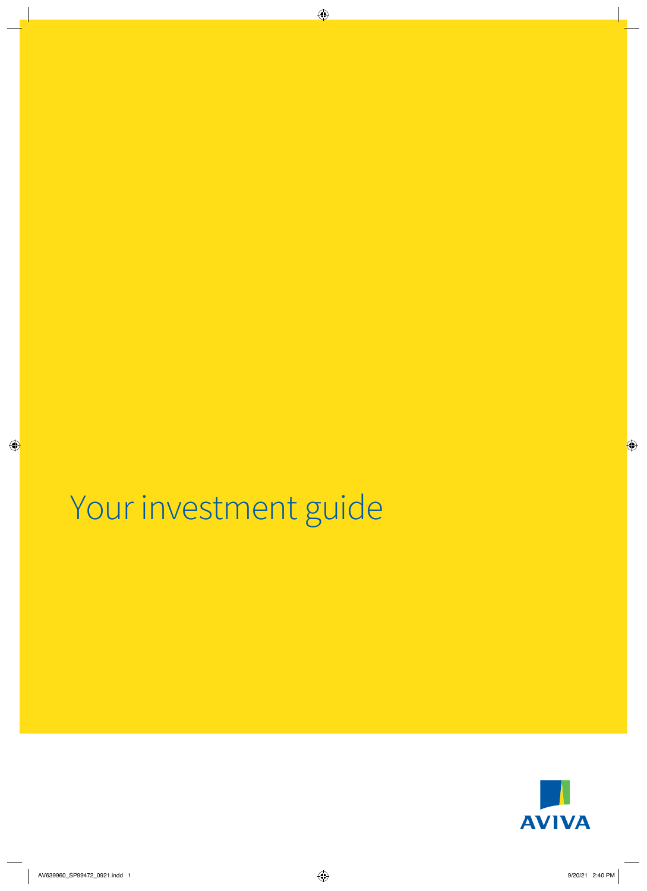# Your investment guide

AVIVA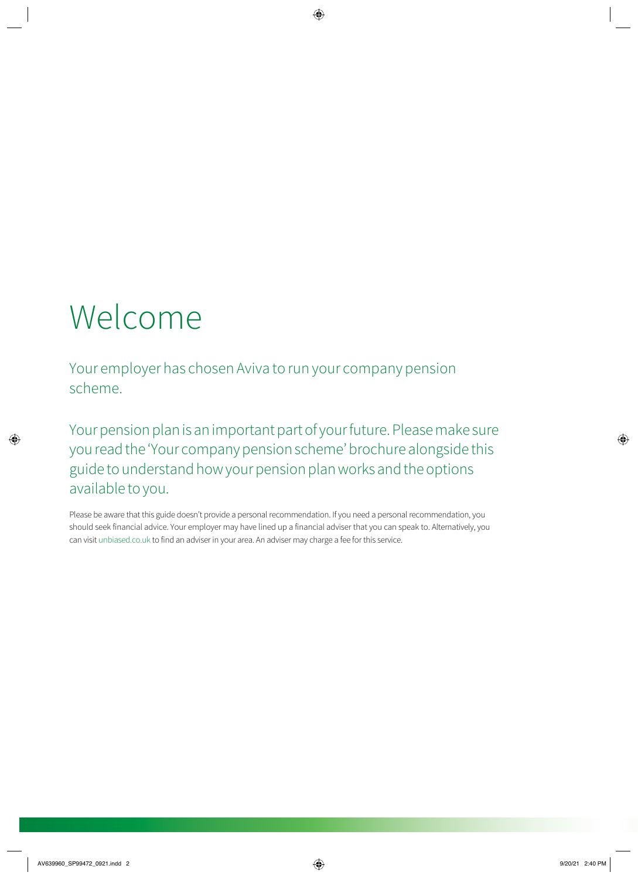# Welcome

Your employer has chosen Aviva to run your company pension scheme.

Your pension plan is an important part of your future. Please make sure you read the 'Your company pension scheme' brochure alongside this guide to understand how your pension plan works and the options available to you.

Please be aware that this guide doesn't provide a personal recommendation. If you need a personal recommendation, you should seek financial advice. Your employer may have lined up a financial adviser that you can speak to. Alternatively, you can visit unbiased.co.uk to find an adviser in your area. An adviser may charge a fee for this service.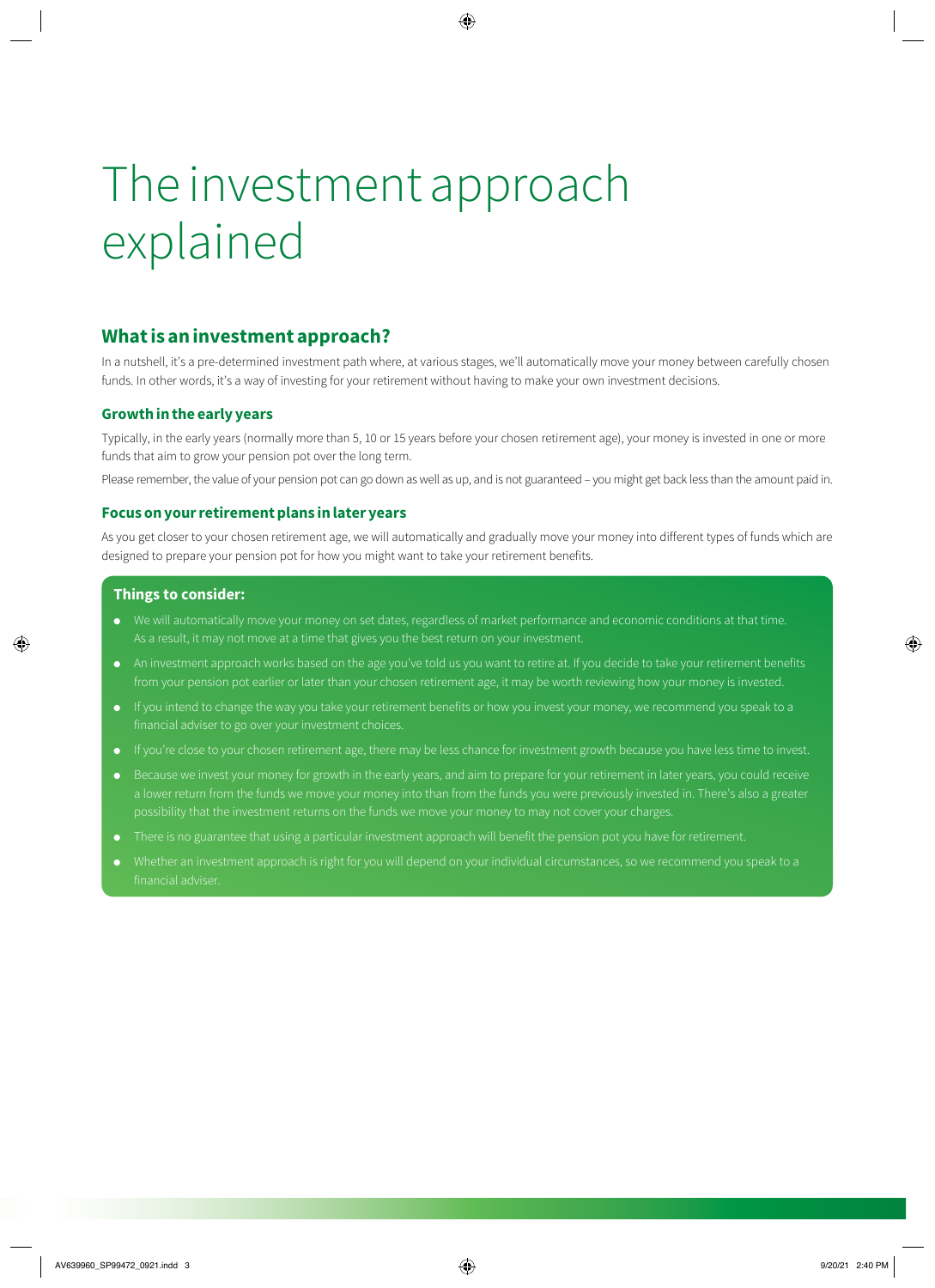# The investment approach explained

## What is an investment approach?

In a nutshell, it's a pre-determined investment path where, at various stages, we'll automatically move your money between carefully chosen funds. In other words, it's a way of investing for your retirement without having to make your own investment decisions.

### Growth in the early years

Typically, in the early years (normally more than 5, 10 or 15 years before your chosen retirement age), your money is invested in one or more funds that aim to grow your pension pot over the long term.

Please remember, the value of your pension pot can go down as well as up, and is not guaranteed – you might get back less than the amount paid in.

### Focus on your retirement plans in later years

As you get closer to your chosen retirement age, we will automatically and gradually move your money into different types of funds which are designed to prepare your pension pot for how you might want to take your retirement benefits.

**Things to consider:**

- We will automatically move your money on set dates, regardless of market performance and economic conditions at that time. As a result, it may not move at a time that gives you the best return on your investment.
- An investment approach works based on the age you've told us you want to retire at. If you decide to take your retirement benefits from your pension pot earlier or later than your chosen retirement age, it may be worth reviewing how your money is invested.
- If you intend to change the way you take your retirement benefits or how you invest your money, we recommend you speak to a financial adviser to go over your investment choices.
- If you're close to your chosen retirement age, there may be less chance for investment growth because you have less time to invest.
- Because we invest your money for growth in the early years, and aim to prepare for your retirement in later years, you could receive a lower return from the funds we move your money into than from the funds you were previously invested in. There's also a greater possibility that the investment returns on the funds we move your money to may not cover your charges.
- There is no guarantee that using a particular investment approach will benefit the pension pot you have for retirement.
- Whether an investment approach is right for you will depend on your individual circumstances, so we recommend you speak to a financial adviser.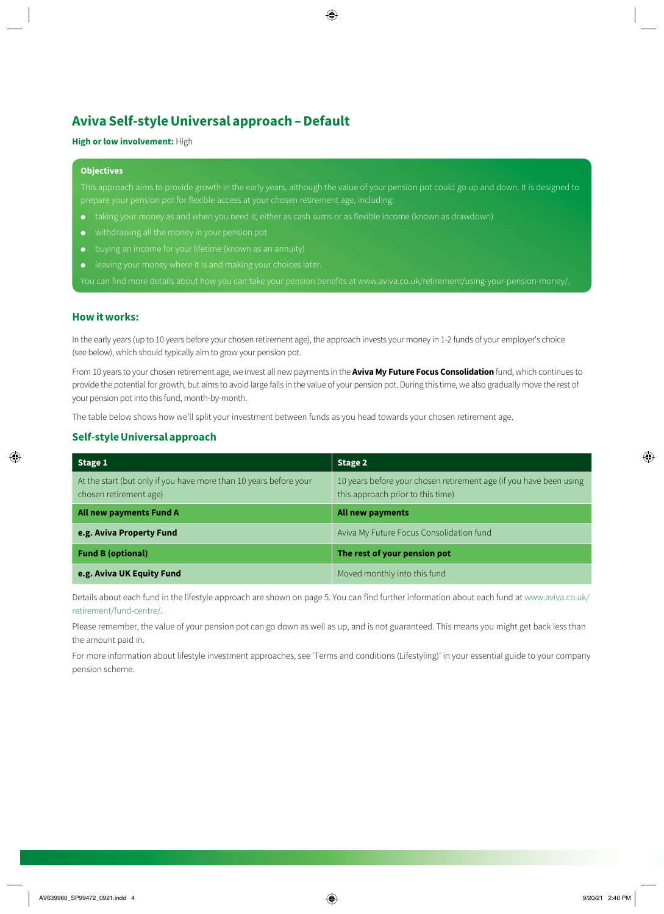# Aviva Self-style Universal approach – Default

**High or low involvement:** High

**Objectives**

This approach aims to provide growth in the early years, although the value of your pension pot could go up and down. It is designed to prepare your pension pot for flexible access at your chosen retirement age, including:

- taking your money as and when you need it, either as cash sums or as flexible income (known as drawdown)
- withdrawing all the money in your pension pot
- buying an income for your lifetime (known as an annuity)
- leaving your money where it is and making your choices later.

You can find more details about how you can take your pension benefits at www.aviva.co.uk/retirement/using-your-pension-money/.

## How it works:

In the early years (up to 10 years before your chosen retirement age), the approach invests your money in 1-2 funds of your employer's choice (see below), which should typically aim to grow your pension pot.

From 10 years to your chosen retirement age, we invest all new payments in the **Aviva My Future Focus Consolidation** fund, which continues to provide the potential for growth, but aims to avoid large falls in the value of your pension pot. During this time, we also gradually move the rest of your pension pot into this fund, month-by-month.

The table below shows how we'll split your investment between funds as you head towards your chosen retirement age.

## Self-style Universal approach

| Stage 1 | Stage 2 |
|---|---|
| At the start (but only if you have more than 10 years before your chosen retirement age) | 10 years before your chosen retirement age (if you have been using this approach prior to this time) |
| **All new payments Fund A** | **All new payments** |
| **e.g. Aviva Property Fund** | Aviva My Future Focus Consolidation fund |
| **Fund B (optional)** | **The rest of your pension pot** |
| **e.g. Aviva UK Equity Fund** | Moved monthly into this fund |

Details about each fund in the lifestyle approach are shown on page 5. You can find further information about each fund at www.aviva.co.uk/retirement/fund-centre/.

Please remember, the value of your pension pot can go down as well as up, and is not guaranteed. This means you might get back less than the amount paid in.

For more information about lifestyle investment approaches, see 'Terms and conditions (Lifestyling)' in your essential guide to your company pension scheme.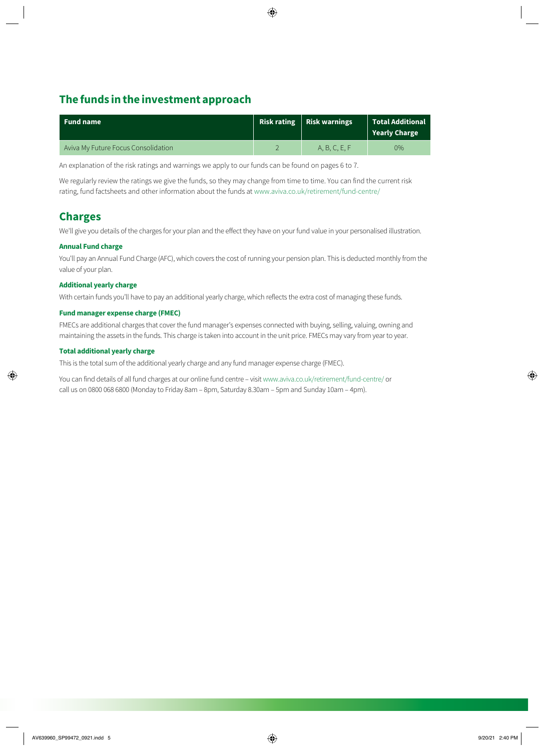## The funds in the investment approach

| Fund name | Risk rating | Risk warnings | Total Additional Yearly Charge |
|---|---|---|---|
| Aviva My Future Focus Consolidation | 2 | A, B, C, E, F | 0% |

An explanation of the risk ratings and warnings we apply to our funds can be found on pages 6 to 7.

We regularly review the ratings we give the funds, so they may change from time to time. You can find the current risk rating, fund factsheets and other information about the funds at www.aviva.co.uk/retirement/fund-centre/

## Charges

We'll give you details of the charges for your plan and the effect they have on your fund value in your personalised illustration.

### Annual Fund charge

You'll pay an Annual Fund Charge (AFC), which covers the cost of running your pension plan. This is deducted monthly from the value of your plan.

### Additional yearly charge

With certain funds you'll have to pay an additional yearly charge, which reflects the extra cost of managing these funds.

### Fund manager expense charge (FMEC)

FMECs are additional charges that cover the fund manager's expenses connected with buying, selling, valuing, owning and maintaining the assets in the funds. This charge is taken into account in the unit price. FMECs may vary from year to year.

### Total additional yearly charge

This is the total sum of the additional yearly charge and any fund manager expense charge (FMEC).

You can find details of all fund charges at our online fund centre – visit www.aviva.co.uk/retirement/fund-centre/ or call us on 0800 068 6800 (Monday to Friday 8am – 8pm, Saturday 8.30am – 5pm and Sunday 10am – 4pm).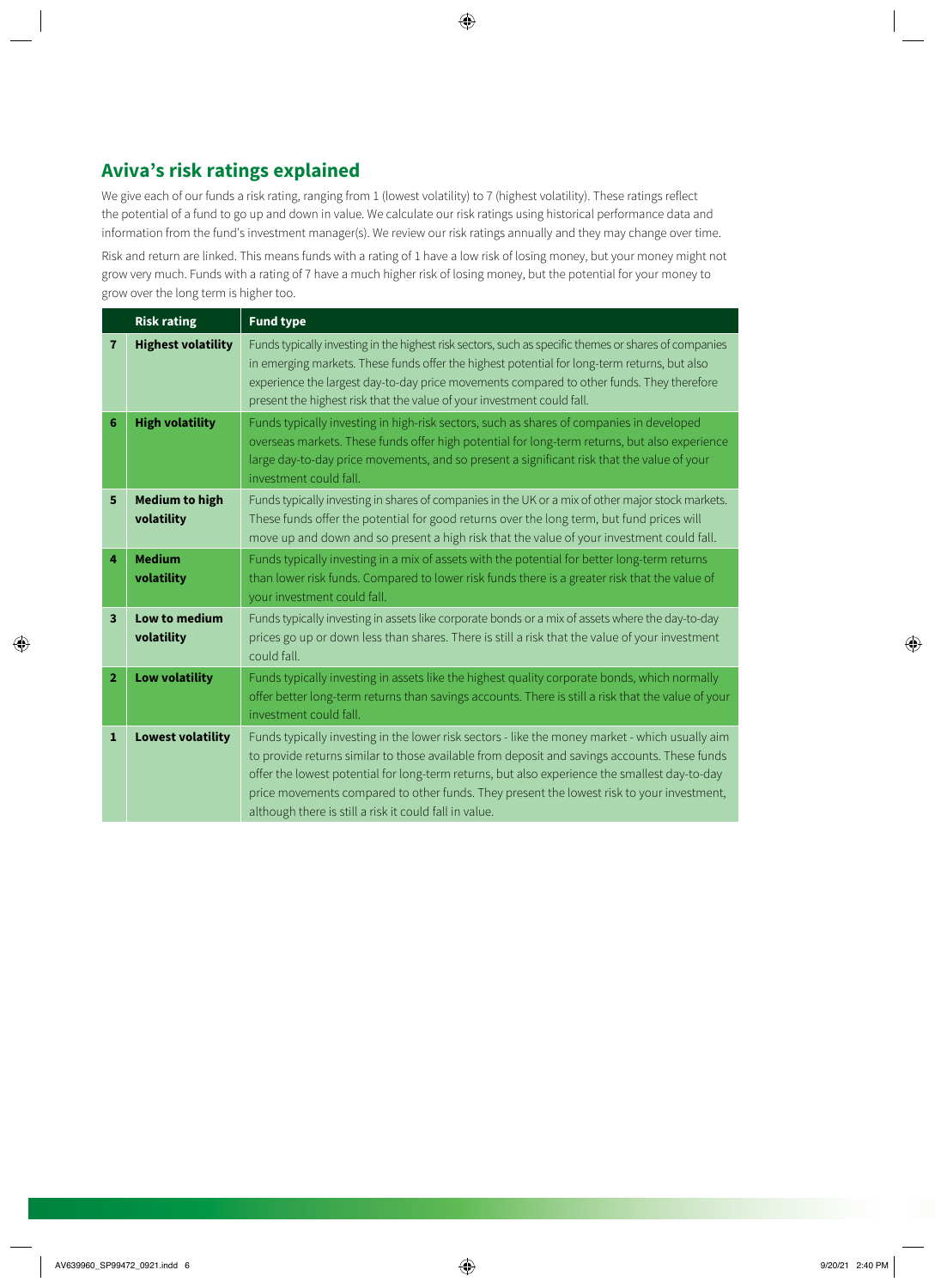## Aviva's risk ratings explained

We give each of our funds a risk rating, ranging from 1 (lowest volatility) to 7 (highest volatility). These ratings reflect the potential of a fund to go up and down in value. We calculate our risk ratings using historical performance data and information from the fund's investment manager(s). We review our risk ratings annually and they may change over time.

Risk and return are linked. This means funds with a rating of 1 have a low risk of losing money, but your money might not grow very much. Funds with a rating of 7 have a much higher risk of losing money, but the potential for your money to grow over the long term is higher too.

| | Risk rating | Fund type |
|---|---|---|
| **7** | **Highest volatility** | Funds typically investing in the highest risk sectors, such as specific themes or shares of companies in emerging markets. These funds offer the highest potential for long-term returns, but also experience the largest day-to-day price movements compared to other funds. They therefore present the highest risk that the value of your investment could fall. |
| **6** | **High volatility** | Funds typically investing in high-risk sectors, such as shares of companies in developed overseas markets. These funds offer high potential for long-term returns, but also experience large day-to-day price movements, and so present a significant risk that the value of your investment could fall. |
| **5** | **Medium to high volatility** | Funds typically investing in shares of companies in the UK or a mix of other major stock markets. These funds offer the potential for good returns over the long term, but fund prices will move up and down and so present a high risk that the value of your investment could fall. |
| **4** | **Medium volatility** | Funds typically investing in a mix of assets with the potential for better long-term returns than lower risk funds. Compared to lower risk funds there is a greater risk that the value of your investment could fall. |
| **3** | **Low to medium volatility** | Funds typically investing in assets like corporate bonds or a mix of assets where the day-to-day prices go up or down less than shares. There is still a risk that the value of your investment could fall. |
| **2** | **Low volatility** | Funds typically investing in assets like the highest quality corporate bonds, which normally offer better long-term returns than savings accounts. There is still a risk that the value of your investment could fall. |
| **1** | **Lowest volatility** | Funds typically investing in the lower risk sectors - like the money market - which usually aim to provide returns similar to those available from deposit and savings accounts. These funds offer the lowest potential for long-term returns, but also experience the smallest day-to-day price movements compared to other funds. They present the lowest risk to your investment, although there is still a risk it could fall in value. |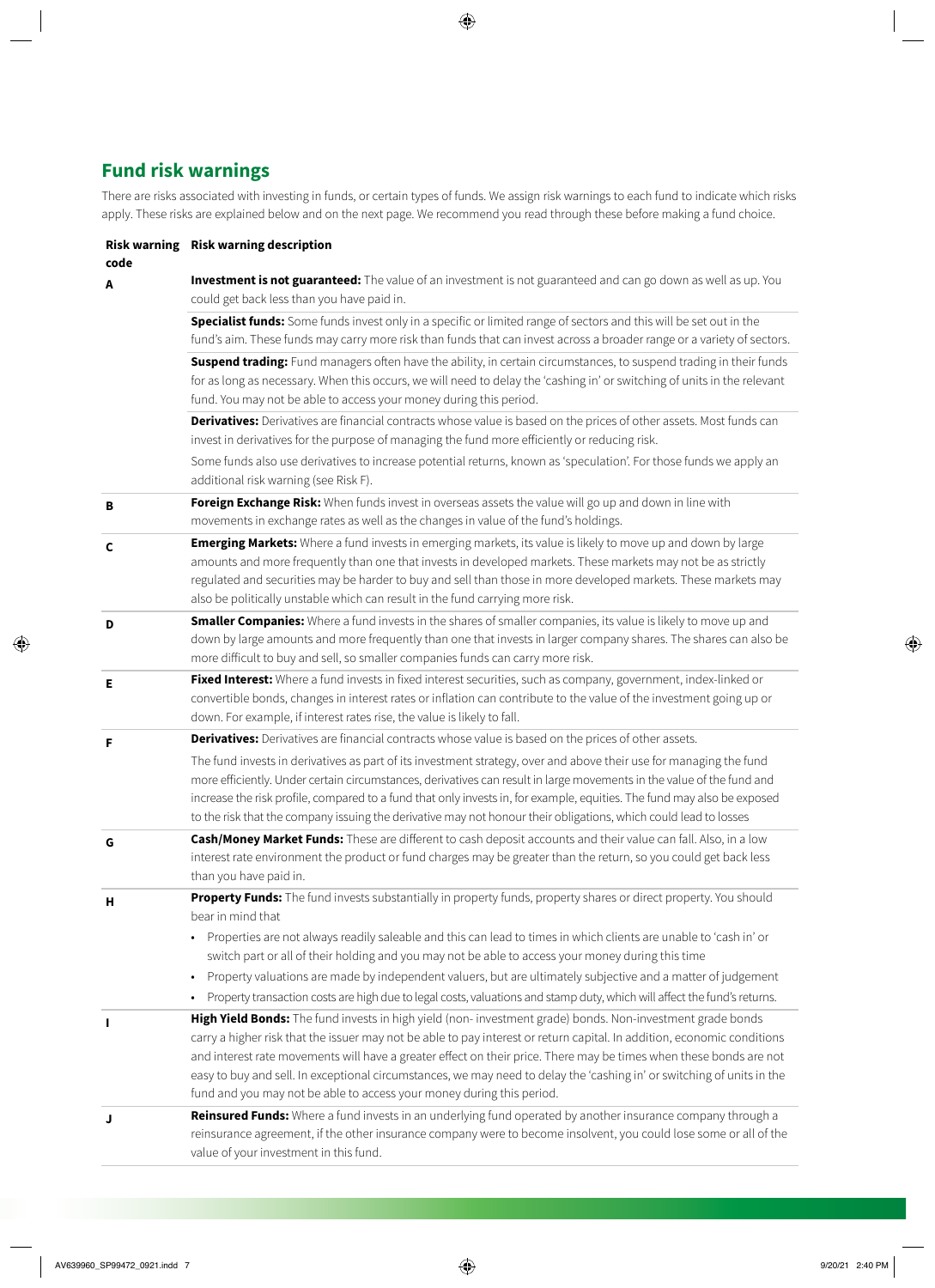## Fund risk warnings

There are risks associated with investing in funds, or certain types of funds. We assign risk warnings to each fund to indicate which risks apply. These risks are explained below and on the next page. We recommend you read through these before making a fund choice.

| Risk warning code | Risk warning description |
|---|---|
| A | **Investment is not guaranteed:** The value of an investment is not guaranteed and can go down as well as up. You could get back less than you have paid in. |
| | **Specialist funds:** Some funds invest only in a specific or limited range of sectors and this will be set out in the fund's aim. These funds may carry more risk than funds that can invest across a broader range or a variety of sectors. |
| | **Suspend trading:** Fund managers often have the ability, in certain circumstances, to suspend trading in their funds for as long as necessary. When this occurs, we will need to delay the 'cashing in' or switching of units in the relevant fund. You may not be able to access your money during this period. |
| | **Derivatives:** Derivatives are financial contracts whose value is based on the prices of other assets. Most funds can invest in derivatives for the purpose of managing the fund more efficiently or reducing risk.<br><br>Some funds also use derivatives to increase potential returns, known as 'speculation'. For those funds we apply an additional risk warning (see Risk F). |
| B | **Foreign Exchange Risk:** When funds invest in overseas assets the value will go up and down in line with movements in exchange rates as well as the changes in value of the fund's holdings. |
| C | **Emerging Markets:** Where a fund invests in emerging markets, its value is likely to move up and down by large amounts and more frequently than one that invests in developed markets. These markets may not be as strictly regulated and securities may be harder to buy and sell than those in more developed markets. These markets may also be politically unstable which can result in the fund carrying more risk. |
| D | **Smaller Companies:** Where a fund invests in the shares of smaller companies, its value is likely to move up and down by large amounts and more frequently than one that invests in larger company shares. The shares can also be more difficult to buy and sell, so smaller companies funds can carry more risk. |
| E | **Fixed Interest:** Where a fund invests in fixed interest securities, such as company, government, index-linked or convertible bonds, changes in interest rates or inflation can contribute to the value of the investment going up or down. For example, if interest rates rise, the value is likely to fall. |
| F | **Derivatives:** Derivatives are financial contracts whose value is based on the prices of other assets.<br><br>The fund invests in derivatives as part of its investment strategy, over and above their use for managing the fund more efficiently. Under certain circumstances, derivatives can result in large movements in the value of the fund and increase the risk profile, compared to a fund that only invests in, for example, equities. The fund may also be exposed to the risk that the company issuing the derivative may not honour their obligations, which could lead to losses |
| G | **Cash/Money Market Funds:** These are different to cash deposit accounts and their value can fall. Also, in a low interest rate environment the product or fund charges may be greater than the return, so you could get back less than you have paid in. |
| H | **Property Funds:** The fund invests substantially in property funds, property shares or direct property. You should bear in mind that<br>• Properties are not always readily saleable and this can lead to times in which clients are unable to 'cash in' or switch part or all of their holding and you may not be able to access your money during this time<br>• Property valuations are made by independent valuers, but are ultimately subjective and a matter of judgement<br>• Property transaction costs are high due to legal costs, valuations and stamp duty, which will affect the fund's returns. |
| I | **High Yield Bonds:** The fund invests in high yield (non- investment grade) bonds. Non-investment grade bonds carry a higher risk that the issuer may not be able to pay interest or return capital. In addition, economic conditions and interest rate movements will have a greater effect on their price. There may be times when these bonds are not easy to buy and sell. In exceptional circumstances, we may need to delay the 'cashing in' or switching of units in the fund and you may not be able to access your money during this period. |
| J | **Reinsured Funds:** Where a fund invests in an underlying fund operated by another insurance company through a reinsurance agreement, if the other insurance company were to become insolvent, you could lose some or all of the value of your investment in this fund. |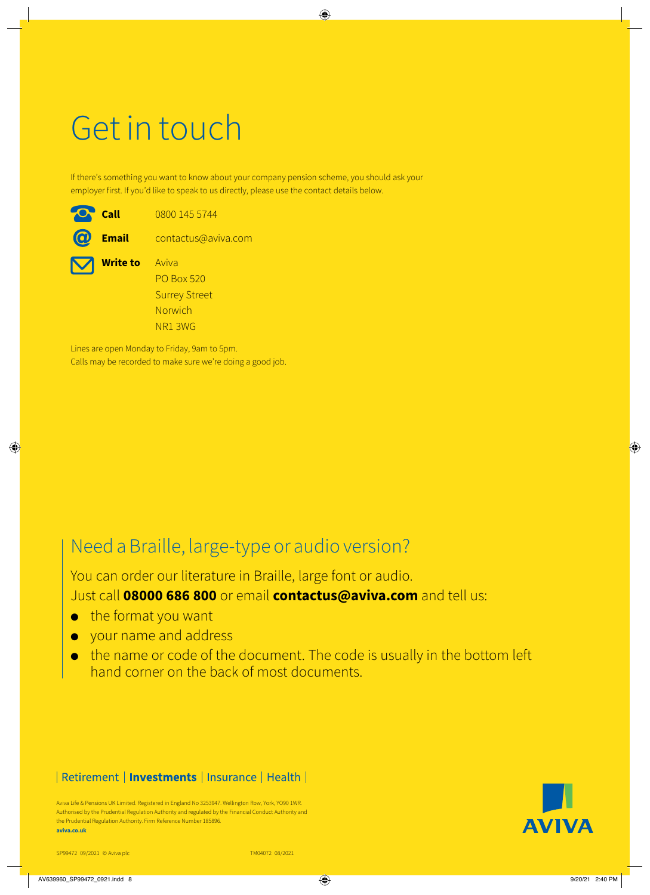# Get in touch

If there's something you want to know about your company pension scheme, you should ask your employer first. If you'd like to speak to us directly, please use the contact details below.

**Call** 0800 145 5744

**Email** contactus@aviva.com

**Write to** Aviva
PO Box 520
Surrey Street
Norwich
NR1 3WG

Lines are open Monday to Friday, 9am to 5pm.
Calls may be recorded to make sure we're doing a good job.

## Need a Braille, large-type or audio version?

You can order our literature in Braille, large font or audio.
Just call **08000 686 800** or email **contactus@aviva.com** and tell us:

- the format you want
- your name and address
- the name or code of the document. The code is usually in the bottom left hand corner on the back of most documents.

| Retirement | **Investments** | Insurance | Health |

Aviva Life & Pensions UK Limited. Registered in England No 3253947. Wellington Row, York, YO90 1WR. Authorised by the Prudential Regulation Authority and regulated by the Financial Conduct Authority and the Prudential Regulation Authority. Firm Reference Number 185896.
**aviva.co.uk**

AVIVA

SP99472 09/2021 © Aviva plc

TM04072 08/2021